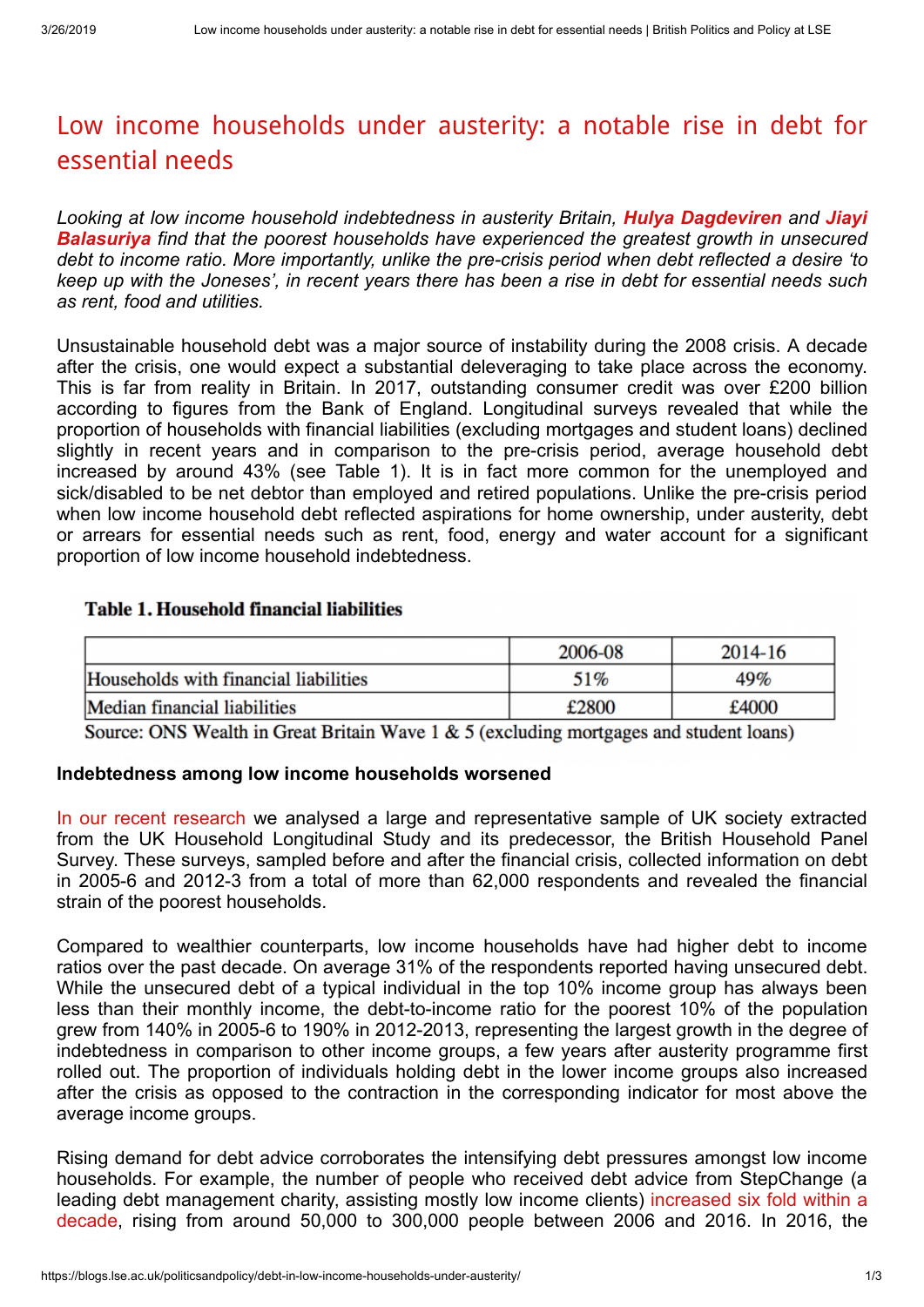# Low income households under austerity: a notable rise in debt for essential needs

*Looking at low income household indebtedness in austerity Britain,* ***Hulya Dagdeviren*** *and* ***Jiayi Balasuriya*** *find that the poorest households have experienced the greatest growth in unsecured debt to income ratio. More importantly, unlike the pre-crisis period when debt reflected a desire 'to keep up with the Joneses', in recent years there has been a rise in debt for essential needs such as rent, food and utilities.*

Unsustainable household debt was a major source of instability during the 2008 crisis. A decade after the crisis, one would expect a substantial deleveraging to take place across the economy. This is far from reality in Britain. In 2017, outstanding consumer credit was over £200 billion according to figures from the Bank of England. Longitudinal surveys revealed that while the proportion of households with financial liabilities (excluding mortgages and student loans) declined slightly in recent years and in comparison to the pre-crisis period, average household debt increased by around 43% (see Table 1). It is in fact more common for the unemployed and sick/disabled to be net debtor than employed and retired populations. Unlike the pre-crisis period when low income household debt reflected aspirations for home ownership, under austerity, debt or arrears for essential needs such as rent, food, energy and water account for a significant proportion of low income household indebtedness.

**Table 1. Household financial liabilities**

| | 2006-08 | 2014-16 |
|---|---|---|
| Households with financial liabilities | 51% | 49% |
| Median financial liabilities | £2800 | £4000 |

Source: ONS Wealth in Great Britain Wave 1 & 5 (excluding mortgages and student loans)

**Indebtedness among low income households worsened**

In our recent research we analysed a large and representative sample of UK society extracted from the UK Household Longitudinal Study and its predecessor, the British Household Panel Survey. These surveys, sampled before and after the financial crisis, collected information on debt in 2005-6 and 2012-3 from a total of more than 62,000 respondents and revealed the financial strain of the poorest households.

Compared to wealthier counterparts, low income households have had higher debt to income ratios over the past decade. On average 31% of the respondents reported having unsecured debt. While the unsecured debt of a typical individual in the top 10% income group has always been less than their monthly income, the debt-to-income ratio for the poorest 10% of the population grew from 140% in 2005-6 to 190% in 2012-2013, representing the largest growth in the degree of indebtedness in comparison to other income groups, a few years after austerity programme first rolled out. The proportion of individuals holding debt in the lower income groups also increased after the crisis as opposed to the contraction in the corresponding indicator for most above the average income groups.

Rising demand for debt advice corroborates the intensifying debt pressures amongst low income households. For example, the number of people who received debt advice from StepChange (a leading debt management charity, assisting mostly low income clients) increased six fold within a decade, rising from around 50,000 to 300,000 people between 2006 and 2016. In 2016, the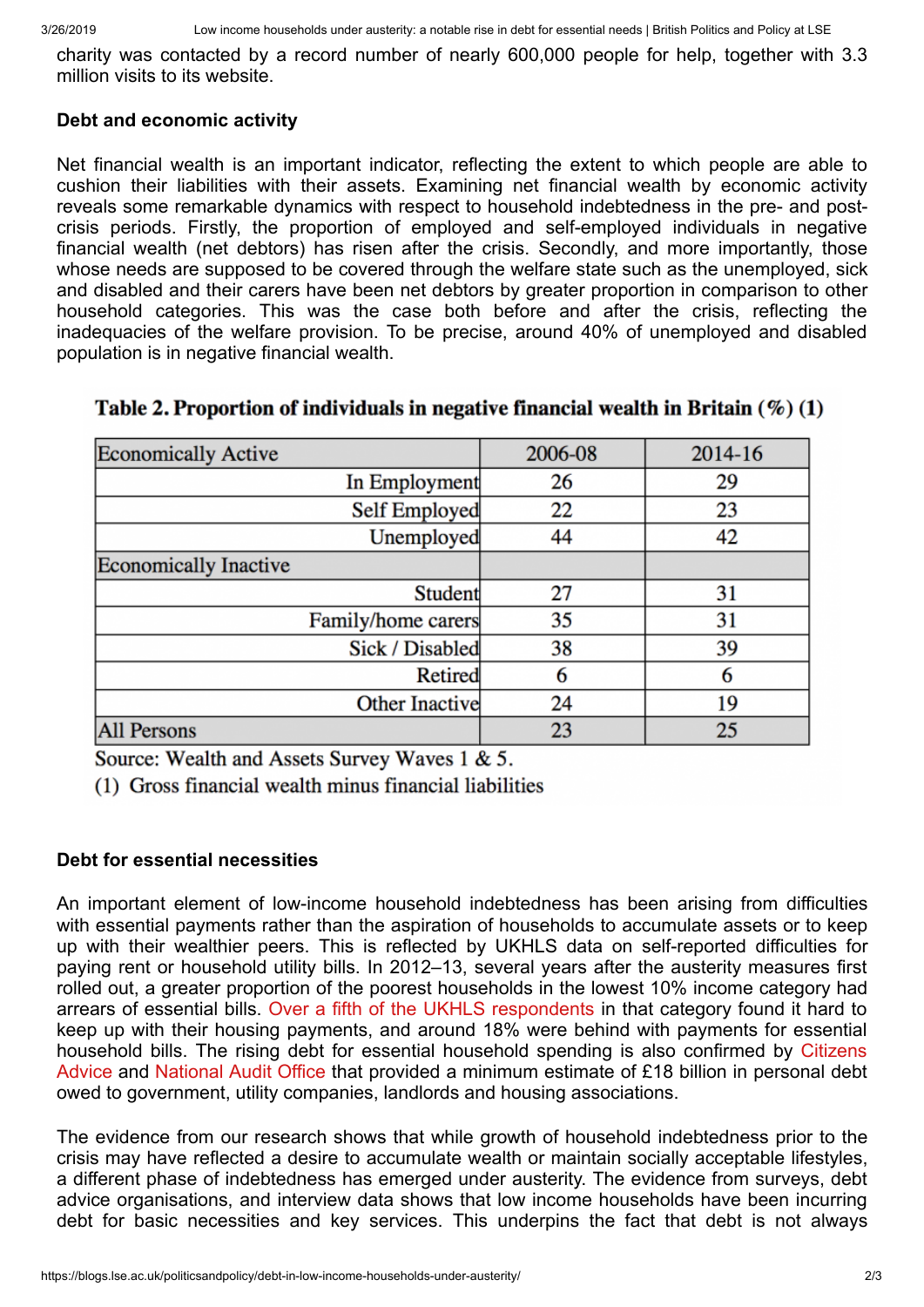charity was contacted by a record number of nearly 600,000 people for help, together with 3.3 million visits to its website.

**Debt and economic activity**

Net financial wealth is an important indicator, reflecting the extent to which people are able to cushion their liabilities with their assets. Examining net financial wealth by economic activity reveals some remarkable dynamics with respect to household indebtedness in the pre- and post-crisis periods. Firstly, the proportion of employed and self-employed individuals in negative financial wealth (net debtors) has risen after the crisis. Secondly, and more importantly, those whose needs are supposed to be covered through the welfare state such as the unemployed, sick and disabled and their carers have been net debtors by greater proportion in comparison to other household categories. This was the case both before and after the crisis, reflecting the inadequacies of the welfare provision. To be precise, around 40% of unemployed and disabled population is in negative financial wealth.

**Table 2. Proportion of individuals in negative financial wealth in Britain (%) (1)**

| Economically Active | 2006-08 | 2014-16 |
|---|---|---|
| In Employment | 26 | 29 |
| Self Employed | 22 | 23 |
| Unemployed | 44 | 42 |
| Economically Inactive | | |
| Student | 27 | 31 |
| Family/home carers | 35 | 31 |
| Sick / Disabled | 38 | 39 |
| Retired | 6 | 6 |
| Other Inactive | 24 | 19 |
| All Persons | 23 | 25 |

Source: Wealth and Assets Survey Waves 1 & 5.

(1) Gross financial wealth minus financial liabilities

**Debt for essential necessities**

An important element of low-income household indebtedness has been arising from difficulties with essential payments rather than the aspiration of households to accumulate assets or to keep up with their wealthier peers. This is reflected by UKHLS data on self-reported difficulties for paying rent or household utility bills. In 2012–13, several years after the austerity measures first rolled out, a greater proportion of the poorest households in the lowest 10% income category had arrears of essential bills. Over a fifth of the UKHLS respondents in that category found it hard to keep up with their housing payments, and around 18% were behind with payments for essential household bills. The rising debt for essential household spending is also confirmed by Citizens Advice and National Audit Office that provided a minimum estimate of £18 billion in personal debt owed to government, utility companies, landlords and housing associations.

The evidence from our research shows that while growth of household indebtedness prior to the crisis may have reflected a desire to accumulate wealth or maintain socially acceptable lifestyles, a different phase of indebtedness has emerged under austerity. The evidence from surveys, debt advice organisations, and interview data shows that low income households have been incurring debt for basic necessities and key services. This underpins the fact that debt is not always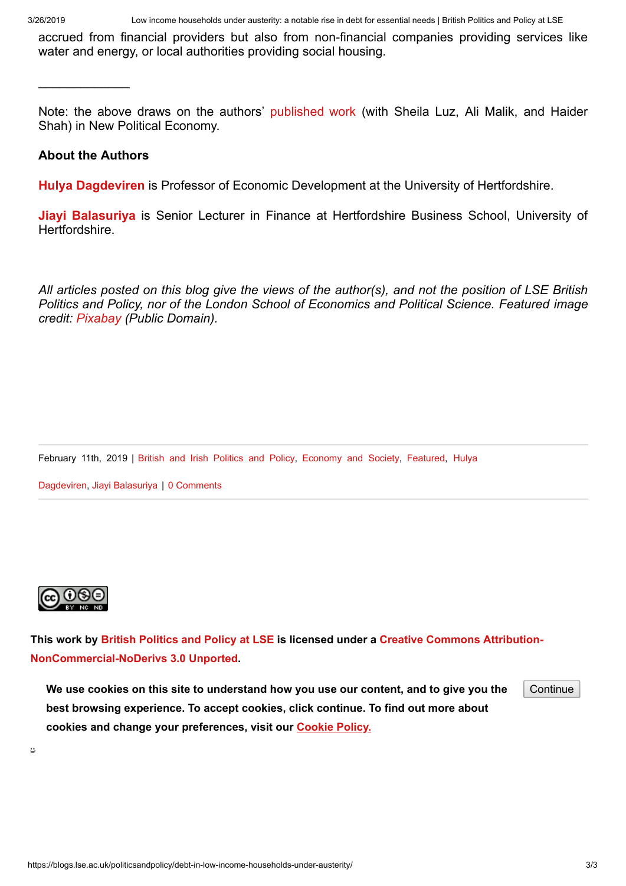accrued from financial providers but also from non-financial companies providing services like water and energy, or local authorities providing social housing.

______________

Note: the above draws on the authors' published work (with Sheila Luz, Ali Malik, and Haider Shah) in New Political Economy.

**About the Authors**

**Hulya Dagdeviren** is Professor of Economic Development at the University of Hertfordshire.

**Jiayi Balasuriya** is Senior Lecturer in Finance at Hertfordshire Business School, University of Hertfordshire.

*All articles posted on this blog give the views of the author(s), and not the position of LSE British Politics and Policy, nor of the London School of Economics and Political Science. Featured image credit: Pixabay (Public Domain).*

February 11th, 2019 | British and Irish Politics and Policy, Economy and Society, Featured, Hulya Dagdeviren, Jiayi Balasuriya | 0 Comments

**This work by British Politics and Policy at LSE is licensed under a Creative Commons Attribution-NonCommercial-NoDerivs 3.0 Unported.**

**We use cookies on this site to understand how you use our content, and to give you the best browsing experience. To accept cookies, click continue. To find out more about cookies and change your preferences, visit our Cookie Policy.**

Continue